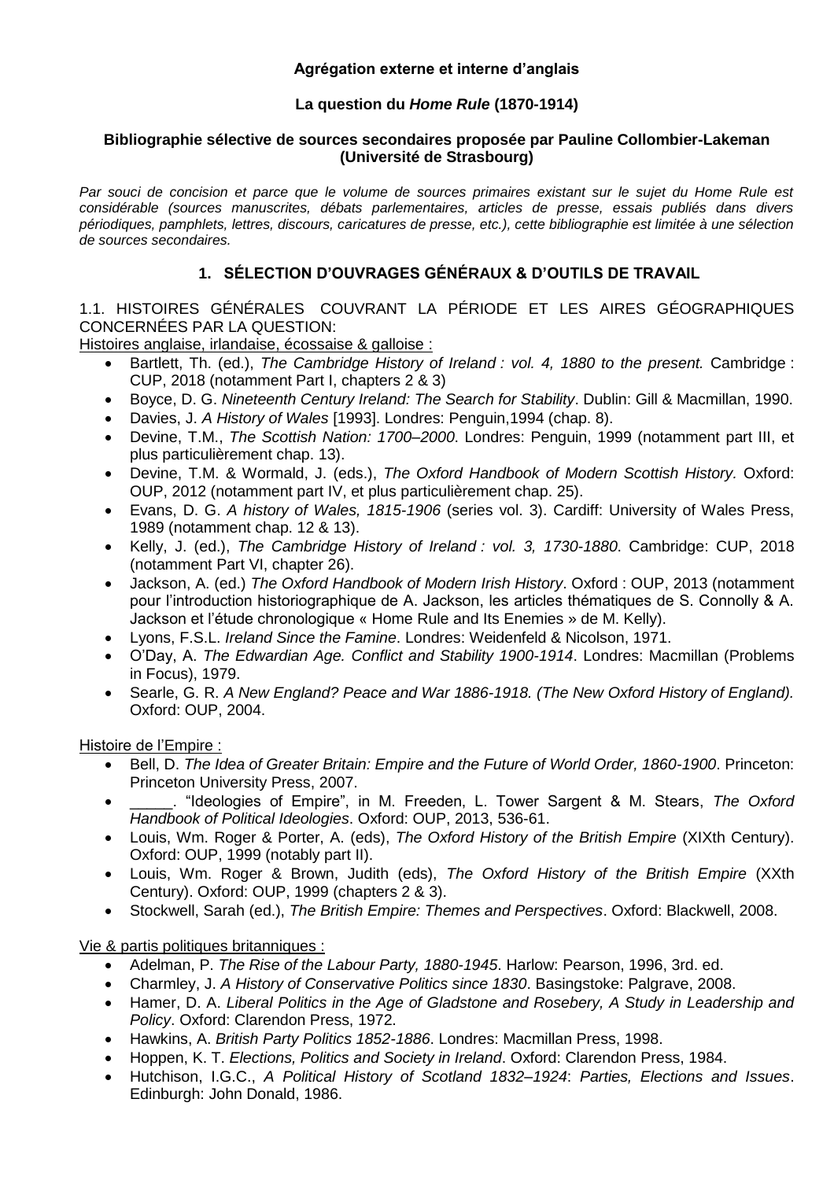**Agrégation externe et interne d'anglais**

**La question du *Home Rule* (1870-1914)**

**Bibliographie sélective de sources secondaires proposée par Pauline Collombier-Lakeman (Université de Strasbourg)**

*Par souci de concision et parce que le volume de sources primaires existant sur le sujet du Home Rule est considérable (sources manuscrites, débats parlementaires, articles de presse, essais publiés dans divers périodiques, pamphlets, lettres, discours, caricatures de presse, etc.), cette bibliographie est limitée à une sélection de sources secondaires.*

## 1. SÉLECTION D'OUVRAGES GÉNÉRAUX & D'OUTILS DE TRAVAIL

### 1.1. HISTOIRES GÉNÉRALES COUVRANT LA PÉRIODE ET LES AIRES GÉOGRAPHIQUES CONCERNÉES PAR LA QUESTION:

<u>Histoires anglaise, irlandaise, écossaise & galloise :</u>

- Bartlett, Th. (ed.), *The Cambridge History of Ireland : vol. 4, 1880 to the present.* Cambridge : CUP, 2018 (notamment Part I, chapters 2 & 3)
- Boyce, D. G. *Nineteenth Century Ireland: The Search for Stability*. Dublin: Gill & Macmillan, 1990.
- Davies, J. *A History of Wales* [1993]. Londres: Penguin,1994 (chap. 8).
- Devine, T.M., *The Scottish Nation: 1700–2000*. Londres: Penguin, 1999 (notamment part III, et plus particulièrement chap. 13).
- Devine, T.M. & Wormald, J. (eds.), *The Oxford Handbook of Modern Scottish History.* Oxford: OUP, 2012 (notamment part IV, et plus particulièrement chap. 25).
- Evans, D. G. *A history of Wales, 1815-1906* (series vol. 3). Cardiff: University of Wales Press, 1989 (notamment chap. 12 & 13).
- Kelly, J. (ed.), *The Cambridge History of Ireland : vol. 3, 1730-1880*. Cambridge: CUP, 2018 (notamment Part VI, chapter 26).
- Jackson, A. (ed.) *The Oxford Handbook of Modern Irish History*. Oxford : OUP, 2013 (notamment pour l'introduction historiographique de A. Jackson, les articles thématiques de S. Connolly & A. Jackson et l'étude chronologique « Home Rule and Its Enemies » de M. Kelly).
- Lyons, F.S.L. *Ireland Since the Famine*. Londres: Weidenfeld & Nicolson, 1971.
- O'Day, A. *The Edwardian Age. Conflict and Stability 1900-1914*. Londres: Macmillan (Problems in Focus), 1979.
- Searle, G. R. *A New England? Peace and War 1886-1918. (The New Oxford History of England).* Oxford: OUP, 2004.

<u>Histoire de l'Empire :</u>

- Bell, D. *The Idea of Greater Britain: Empire and the Future of World Order, 1860-1900*. Princeton: Princeton University Press, 2007.
- _____. "Ideologies of Empire", in M. Freeden, L. Tower Sargent & M. Stears, *The Oxford Handbook of Political Ideologies*. Oxford: OUP, 2013, 536-61.
- Louis, Wm. Roger & Porter, A. (eds), *The Oxford History of the British Empire* (XIXth Century). Oxford: OUP, 1999 (notably part II).
- Louis, Wm. Roger & Brown, Judith (eds), *The Oxford History of the British Empire* (XXth Century). Oxford: OUP, 1999 (chapters 2 & 3).
- Stockwell, Sarah (ed.), *The British Empire: Themes and Perspectives*. Oxford: Blackwell, 2008.

<u>Vie & partis politiques britanniques :</u>

- Adelman, P. *The Rise of the Labour Party, 1880-1945*. Harlow: Pearson, 1996, 3rd. ed.
- Charmley, J. *A History of Conservative Politics since 1830*. Basingstoke: Palgrave, 2008.
- Hamer, D. A. *Liberal Politics in the Age of Gladstone and Rosebery, A Study in Leadership and Policy*. Oxford: Clarendon Press, 1972.
- Hawkins, A. *British Party Politics 1852-1886*. Londres: Macmillan Press, 1998.
- Hoppen, K. T. *Elections, Politics and Society in Ireland*. Oxford: Clarendon Press, 1984.
- Hutchison, I.G.C., *A Political History of Scotland 1832–1924*: *Parties, Elections and Issues*. Edinburgh: John Donald, 1986.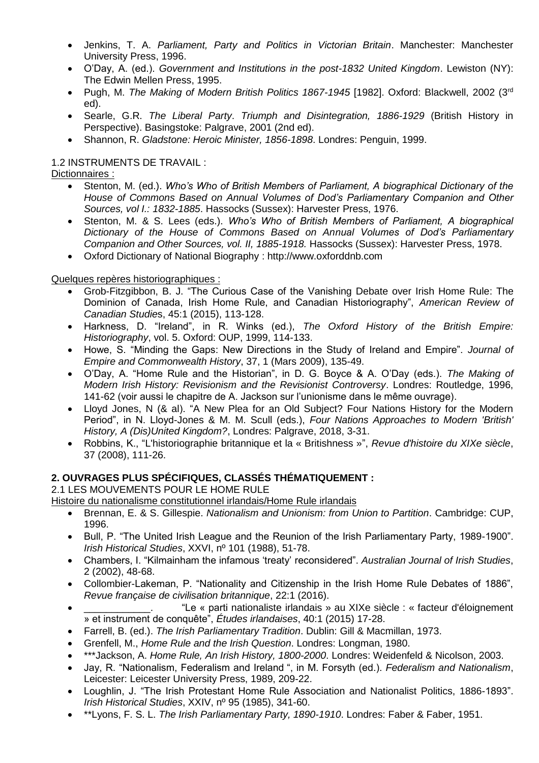- Jenkins, T. A. *Parliament, Party and Politics in Victorian Britain*. Manchester: Manchester University Press, 1996.
- O'Day, A. (ed.). *Government and Institutions in the post-1832 United Kingdom*. Lewiston (NY): The Edwin Mellen Press, 1995.
- Pugh, M. *The Making of Modern British Politics 1867-1945* [1982]. Oxford: Blackwell, 2002 (3rd ed).
- Searle, G.R. *The Liberal Party*. *Triumph and Disintegration, 1886-1929* (British History in Perspective). Basingstoke: Palgrave, 2001 (2nd ed).
- Shannon, R. *Gladstone: Heroic Minister, 1856-1898*. Londres: Penguin, 1999.

1.2 INSTRUMENTS DE TRAVAIL :

Dictionnaires :

- Stenton, M. (ed.). *Who's Who of British Members of Parliament, A biographical Dictionary of the House of Commons Based on Annual Volumes of Dod's Parliamentary Companion and Other Sources, vol I.: 1832-1885*. Hassocks (Sussex): Harvester Press, 1976.
- Stenton, M. & S. Lees (eds.). *Who's Who of British Members of Parliament, A biographical Dictionary of the House of Commons Based on Annual Volumes of Dod's Parliamentary Companion and Other Sources, vol. II, 1885-1918.* Hassocks (Sussex): Harvester Press, 1978.
- Oxford Dictionary of National Biography : http://www.oxforddnb.com

Quelques repères historiographiques :

- Grob-Fitzgibbon, B. J. "The Curious Case of the Vanishing Debate over Irish Home Rule: The Dominion of Canada, Irish Home Rule, and Canadian Historiography", *American Review of Canadian Studies*, 45:1 (2015), 113-128.
- Harkness, D. "Ireland", in R. Winks (ed.), *The Oxford History of the British Empire: Historiography*, vol. 5. Oxford: OUP, 1999, 114-133.
- Howe, S. "Minding the Gaps: New Directions in the Study of Ireland and Empire". *Journal of Empire and Commonwealth History*, 37, 1 (Mars 2009), 135-49.
- O'Day, A. "Home Rule and the Historian", in D. G. Boyce & A. O'Day (eds.). *The Making of Modern Irish History: Revisionism and the Revisionist Controversy*. Londres: Routledge, 1996, 141-62 (voir aussi le chapitre de A. Jackson sur l'unionisme dans le même ouvrage).
- Lloyd Jones, N (& al). "A New Plea for an Old Subject? Four Nations History for the Modern Period", in N. Lloyd-Jones & M. M. Scull (eds.), *Four Nations Approaches to Modern 'British' History, A (Dis)United Kingdom?*, Londres: Palgrave, 2018, 3-31.
- Robbins, K., "L'historiographie britannique et la « Britishness »", *Revue d'histoire du XIXe siècle*, 37 (2008), 111-26.

**2. OUVRAGES PLUS SPÉCIFIQUES, CLASSÉS THÉMATIQUEMENT :**

2.1 LES MOUVEMENTS POUR LE HOME RULE

Histoire du nationalisme constitutionnel irlandais/Home Rule irlandais

- Brennan, E. & S. Gillespie. *Nationalism and Unionism: from Union to Partition*. Cambridge: CUP, 1996.
- Bull, P. "The United Irish League and the Reunion of the Irish Parliamentary Party, 1989-1900". *Irish Historical Studies*, XXVI, nº 101 (1988), 51-78.
- Chambers, I. "Kilmainham the infamous 'treaty' reconsidered". *Australian Journal of Irish Studies*, 2 (2002), 48-68.
- Collombier-Lakeman, P. "Nationality and Citizenship in the Irish Home Rule Debates of 1886", *Revue française de civilisation britannique*, 22:1 (2016).
- ___________. "Le « parti nationaliste irlandais » au XIXe siècle : « facteur d'éloignement » et instrument de conquête", *Études irlandaises*, 40:1 (2015) 17-28.
- Farrell, B. (ed.). *The Irish Parliamentary Tradition*. Dublin: Gill & Macmillan, 1973.
- Grenfell, M., *Home Rule and the Irish Question*. Londres: Longman, 1980.
- ***Jackson, A. *Home Rule, An Irish History, 1800-2000*. Londres: Weidenfeld & Nicolson, 2003.
- Jay, R. "Nationalism, Federalism and Ireland ", in M. Forsyth (ed.). *Federalism and Nationalism*, Leicester: Leicester University Press, 1989, 209-22.
- Loughlin, J. "The Irish Protestant Home Rule Association and Nationalist Politics, 1886-1893". *Irish Historical Studies*, XXIV, nº 95 (1985), 341-60.
- **Lyons, F. S. L. *The Irish Parliamentary Party, 1890-1910*. Londres: Faber & Faber, 1951.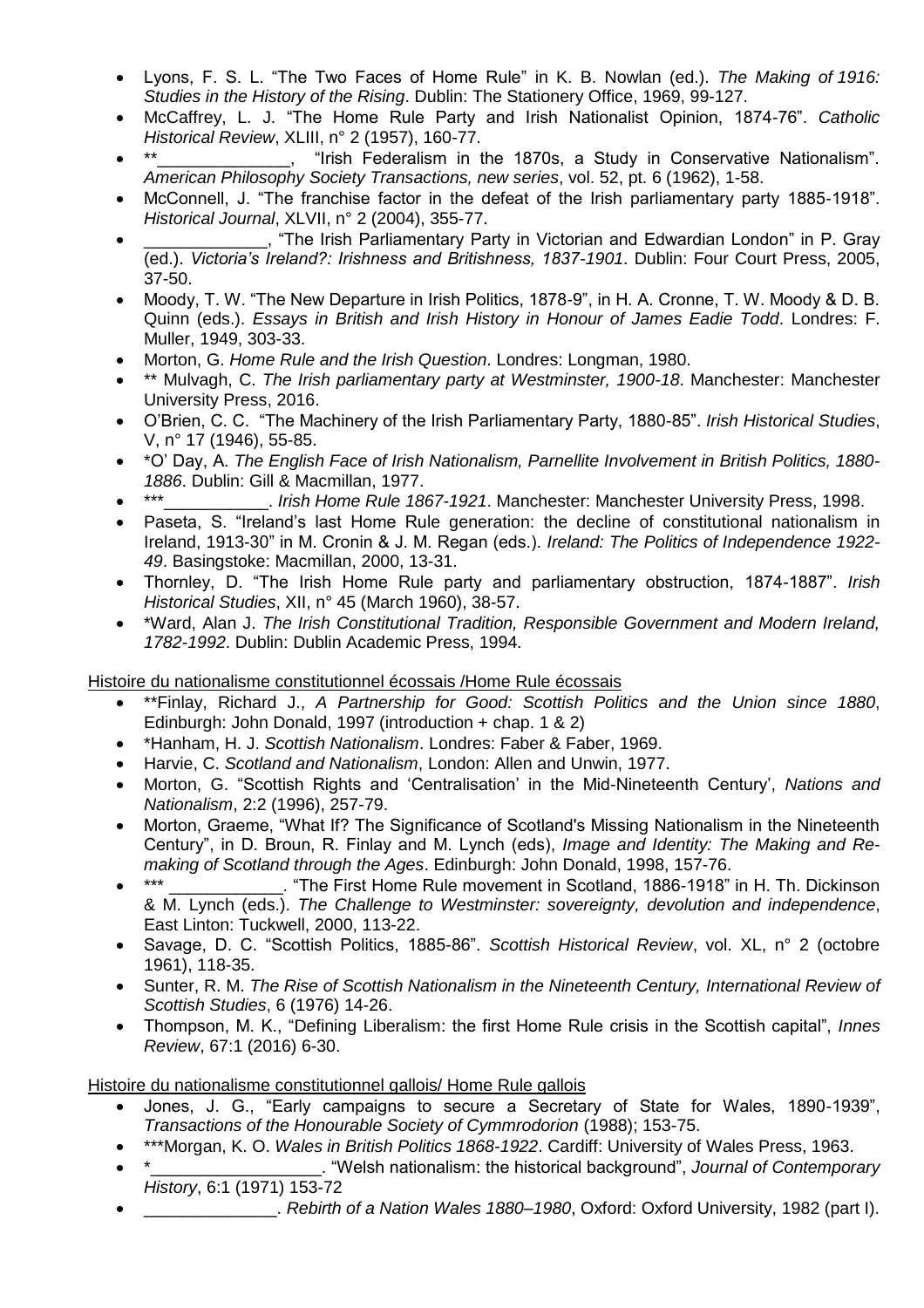- Lyons, F. S. L. "The Two Faces of Home Rule" in K. B. Nowlan (ed.). *The Making of 1916: Studies in the History of the Rising*. Dublin: The Stationery Office, 1969, 99-127.
- McCaffrey, L. J. "The Home Rule Party and Irish Nationalist Opinion, 1874-76". *Catholic Historical Review*, XLIII, n° 2 (1957), 160-77.
- **______________, "Irish Federalism in the 1870s, a Study in Conservative Nationalism". *American Philosophy Society Transactions, new series*, vol. 52, pt. 6 (1962), 1-58.
- McConnell, J. "The franchise factor in the defeat of the Irish parliamentary party 1885-1918". *Historical Journal*, XLVII, n° 2 (2004), 355-77.
- _____________, "The Irish Parliamentary Party in Victorian and Edwardian London" in P. Gray (ed.). *Victoria's Ireland?: Irishness and Britishness, 1837-1901*. Dublin: Four Court Press, 2005, 37-50.
- Moody, T. W. "The New Departure in Irish Politics, 1878-9", in H. A. Cronne, T. W. Moody & D. B. Quinn (eds.). *Essays in British and Irish History in Honour of James Eadie Todd*. Londres: F. Muller, 1949, 303-33.
- Morton, G. *Home Rule and the Irish Question*. Londres: Longman, 1980.
- ** Mulvagh, C. *The Irish parliamentary party at Westminster, 1900-18*. Manchester: Manchester University Press, 2016.
- O'Brien, C. C. "The Machinery of the Irish Parliamentary Party, 1880-85". *Irish Historical Studies*, V, n° 17 (1946), 55-85.
- *O' Day, A. *The English Face of Irish Nationalism, Parnellite Involvement in British Politics, 1880-1886*. Dublin: Gill & Macmillan, 1977.
- ***___________. *Irish Home Rule 1867-1921*. Manchester: Manchester University Press, 1998.
- Paseta, S. "Ireland's last Home Rule generation: the decline of constitutional nationalism in Ireland, 1913-30" in M. Cronin & J. M. Regan (eds.). *Ireland: The Politics of Independence 1922-49*. Basingstoke: Macmillan, 2000, 13-31.
- Thornley, D. "The Irish Home Rule party and parliamentary obstruction, 1874-1887". *Irish Historical Studies*, XII, n° 45 (March 1960), 38-57.
- *Ward, Alan J. *The Irish Constitutional Tradition, Responsible Government and Modern Ireland, 1782-1992*. Dublin: Dublin Academic Press, 1994.

Histoire du nationalisme constitutionnel écossais /Home Rule écossais

- **Finlay, Richard J., *A Partnership for Good: Scottish Politics and the Union since 1880*, Edinburgh: John Donald, 1997 (introduction + chap. 1 & 2)
- *Hanham, H. J. *Scottish Nationalism*. Londres: Faber & Faber, 1969.
- Harvie, C. *Scotland and Nationalism*, London: Allen and Unwin, 1977.
- Morton, G. "Scottish Rights and 'Centralisation' in the Mid-Nineteenth Century', *Nations and Nationalism*, 2:2 (1996), 257-79.
- Morton, Graeme, "What If? The Significance of Scotland's Missing Nationalism in the Nineteenth Century", in D. Broun, R. Finlay and M. Lynch (eds), *Image and Identity: The Making and Re-making of Scotland through the Ages*. Edinburgh: John Donald, 1998, 157-76.
- *** ____________. "The First Home Rule movement in Scotland, 1886-1918" in H. Th. Dickinson & M. Lynch (eds.). *The Challenge to Westminster: sovereignty, devolution and independence*, East Linton: Tuckwell, 2000, 113-22.
- Savage, D. C. "Scottish Politics, 1885-86". *Scottish Historical Review*, vol. XL, n° 2 (octobre 1961), 118-35.
- Sunter, R. M. *The Rise of Scottish Nationalism in the Nineteenth Century, International Review of Scottish Studies*, 6 (1976) 14-26.
- Thompson, M. K., "Defining Liberalism: the first Home Rule crisis in the Scottish capital", *Innes Review*, 67:1 (2016) 6-30.

Histoire du nationalisme constitutionnel gallois/ Home Rule gallois

- Jones, J. G., "Early campaigns to secure a Secretary of State for Wales, 1890-1939", *Transactions of the Honourable Society of Cymmrodorion* (1988); 153-75.
- ***Morgan, K. O. *Wales in British Politics 1868-1922*. Cardiff: University of Wales Press, 1963.
- *_________________. "Welsh nationalism: the historical background", *Journal of Contemporary History*, 6:1 (1971) 153-72
- ______________. *Rebirth of a Nation Wales 1880–1980*, Oxford: Oxford University, 1982 (part I).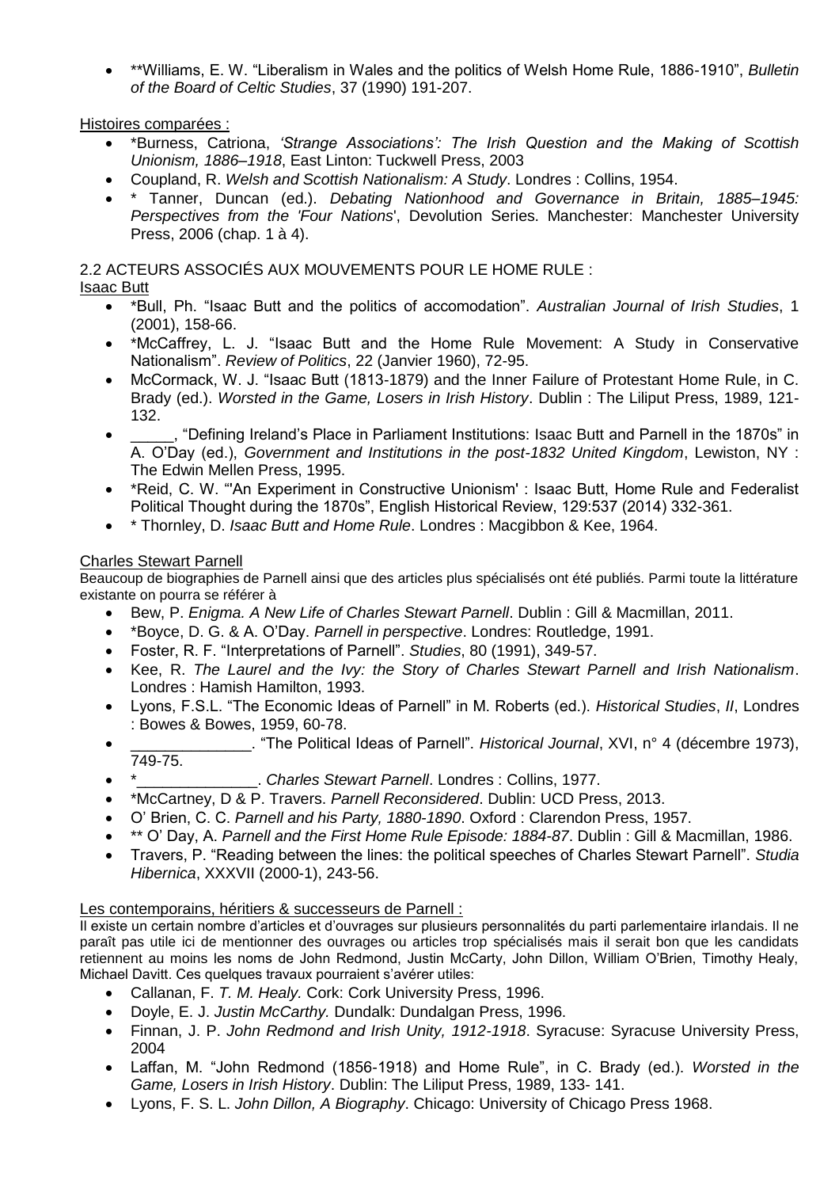- **Williams, E. W. "Liberalism in Wales and the politics of Welsh Home Rule, 1886-1910", *Bulletin of the Board of Celtic Studies*, 37 (1990) 191-207.

Histoires comparées :

- *Burness, Catriona, *'Strange Associations': The Irish Question and the Making of Scottish Unionism, 1886–1918*, East Linton: Tuckwell Press, 2003
- Coupland, R. *Welsh and Scottish Nationalism: A Study*. Londres : Collins, 1954.
- * Tanner, Duncan (ed.). *Debating Nationhood and Governance in Britain, 1885–1945: Perspectives from the 'Four Nations*', Devolution Series. Manchester: Manchester University Press, 2006 (chap. 1 à 4).

2.2 ACTEURS ASSOCIÉS AUX MOUVEMENTS POUR LE HOME RULE :

Isaac Butt

- *Bull, Ph. "Isaac Butt and the politics of accomodation". *Australian Journal of Irish Studies*, 1 (2001), 158-66.
- *McCaffrey, L. J. "Isaac Butt and the Home Rule Movement: A Study in Conservative Nationalism". *Review of Politics*, 22 (Janvier 1960), 72-95.
- McCormack, W. J. "Isaac Butt (1813-1879) and the Inner Failure of Protestant Home Rule, in C. Brady (ed.). *Worsted in the Game, Losers in Irish History*. Dublin : The Liliput Press, 1989, 121-132.
- _____, "Defining Ireland's Place in Parliament Institutions: Isaac Butt and Parnell in the 1870s" in A. O'Day (ed.), *Government and Institutions in the post-1832 United Kingdom*, Lewiston, NY : The Edwin Mellen Press, 1995.
- *Reid, C. W. "'An Experiment in Constructive Unionism' : Isaac Butt, Home Rule and Federalist Political Thought during the 1870s", English Historical Review, 129:537 (2014) 332-361.
- * Thornley, D. *Isaac Butt and Home Rule*. Londres : Macgibbon & Kee, 1964.

Charles Stewart Parnell

Beaucoup de biographies de Parnell ainsi que des articles plus spécialisés ont été publiés. Parmi toute la littérature existante on pourra se référer à

- Bew, P. *Enigma. A New Life of Charles Stewart Parnell*. Dublin : Gill & Macmillan, 2011.
- *Boyce, D. G. & A. O'Day. *Parnell in perspective*. Londres: Routledge, 1991.
- Foster, R. F. "Interpretations of Parnell". *Studies*, 80 (1991), 349-57.
- Kee, R. *The Laurel and the Ivy: the Story of Charles Stewart Parnell and Irish Nationalism*. Londres : Hamish Hamilton, 1993.
- Lyons, F.S.L. "The Economic Ideas of Parnell" in M. Roberts (ed.). *Historical Studies*, *II*, Londres : Bowes & Bowes, 1959, 60-78.
- ______________. "The Political Ideas of Parnell". *Historical Journal*, XVI, n° 4 (décembre 1973), 749-75.
- *______________. *Charles Stewart Parnell*. Londres : Collins, 1977.
- *McCartney, D & P. Travers. *Parnell Reconsidered*. Dublin: UCD Press, 2013.
- O' Brien, C. C. *Parnell and his Party, 1880-1890*. Oxford : Clarendon Press, 1957.
- ** O' Day, A. *Parnell and the First Home Rule Episode: 1884-87*. Dublin : Gill & Macmillan, 1986.
- Travers, P. "Reading between the lines: the political speeches of Charles Stewart Parnell". *Studia Hibernica*, XXXVII (2000-1), 243-56.

Les contemporains, héritiers & successeurs de Parnell :

Il existe un certain nombre d'articles et d'ouvrages sur plusieurs personnalités du parti parlementaire irlandais. Il ne paraît pas utile ici de mentionner des ouvrages ou articles trop spécialisés mais il serait bon que les candidats retiennent au moins les noms de John Redmond, Justin McCarty, John Dillon, William O'Brien, Timothy Healy, Michael Davitt. Ces quelques travaux pourraient s'avérer utiles:

- Callanan, F. *T. M. Healy.* Cork: Cork University Press, 1996.
- Doyle, E. J. *Justin McCarthy.* Dundalk: Dundalgan Press, 1996.
- Finnan, J. P. *John Redmond and Irish Unity, 1912-1918*. Syracuse: Syracuse University Press, 2004
- Laffan, M. "John Redmond (1856-1918) and Home Rule", in C. Brady (ed.). *Worsted in the Game, Losers in Irish History*. Dublin: The Liliput Press, 1989, 133- 141.
- Lyons, F. S. L. *John Dillon, A Biography*. Chicago: University of Chicago Press 1968.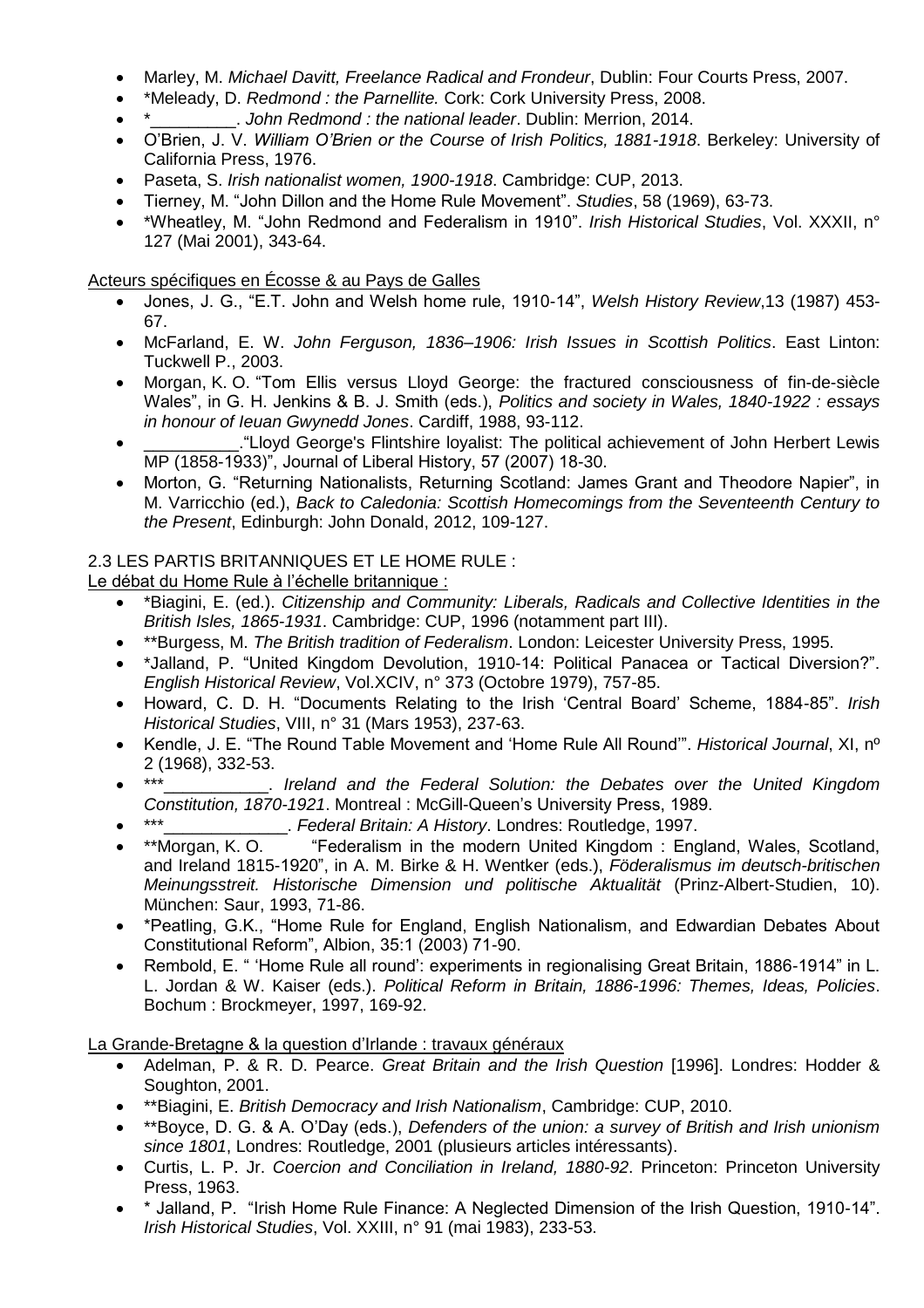- Marley, M. *Michael Davitt, Freelance Radical and Frondeur*, Dublin: Four Courts Press, 2007.
- *Meleady, D. *Redmond : the Parnellite.* Cork: Cork University Press, 2008.
- *_________. *John Redmond : the national leader*. Dublin: Merrion, 2014.
- O'Brien, J. V. *William O'Brien or the Course of Irish Politics, 1881-1918*. Berkeley: University of California Press, 1976.
- Paseta, S. *Irish nationalist women, 1900-1918*. Cambridge: CUP, 2013.
- Tierney, M. "John Dillon and the Home Rule Movement". *Studies*, 58 (1969), 63-73.
- *Wheatley, M. "John Redmond and Federalism in 1910". *Irish Historical Studies*, Vol. XXXII, n° 127 (Mai 2001), 343-64.

Acteurs spécifiques en Écosse & au Pays de Galles

- Jones, J. G., "E.T. John and Welsh home rule, 1910-14", *Welsh History Review*,13 (1987) 453-67.
- McFarland, E. W. *John Ferguson, 1836–1906: Irish Issues in Scottish Politics*. East Linton: Tuckwell P., 2003.
- Morgan, K. O. "Tom Ellis versus Lloyd George: the fractured consciousness of fin-de-siècle Wales", in G. H. Jenkins & B. J. Smith (eds.), *Politics and society in Wales, 1840-1922 : essays in honour of Ieuan Gwynedd Jones*. Cardiff, 1988, 93-112.
- __________."Lloyd George's Flintshire loyalist: The political achievement of John Herbert Lewis MP (1858-1933)", Journal of Liberal History, 57 (2007) 18-30.
- Morton, G. "Returning Nationalists, Returning Scotland: James Grant and Theodore Napier", in M. Varricchio (ed.), *Back to Caledonia: Scottish Homecomings from the Seventeenth Century to the Present*, Edinburgh: John Donald, 2012, 109-127.

2.3 LES PARTIS BRITANNIQUES ET LE HOME RULE :

Le débat du Home Rule à l'échelle britannique :

- *Biagini, E. (ed.). *Citizenship and Community: Liberals, Radicals and Collective Identities in the British Isles, 1865-1931*. Cambridge: CUP, 1996 (notamment part III).
- **Burgess, M. *The British tradition of Federalism*. London: Leicester University Press, 1995.
- *Jalland, P. "United Kingdom Devolution, 1910-14: Political Panacea or Tactical Diversion?". *English Historical Review*, Vol.XCIV, n° 373 (Octobre 1979), 757-85.
- Howard, C. D. H. "Documents Relating to the Irish 'Central Board' Scheme, 1884-85". *Irish Historical Studies*, VIII, n° 31 (Mars 1953), 237-63.
- Kendle, J. E. "The Round Table Movement and 'Home Rule All Round'". *Historical Journal*, XI, nº 2 (1968), 332-53.
- ***___________. *Ireland and the Federal Solution: the Debates over the United Kingdom Constitution, 1870-1921*. Montreal : McGill-Queen's University Press, 1989.
- ***_____________. *Federal Britain: A History*. Londres: Routledge, 1997.
- **Morgan, K. O. "Federalism in the modern United Kingdom : England, Wales, Scotland, and Ireland 1815-1920", in A. M. Birke & H. Wentker (eds.), *Föderalismus im deutsch-britischen Meinungsstreit. Historische Dimension und politische Aktualität* (Prinz-Albert-Studien, 10). München: Saur, 1993, 71-86.
- *Peatling, G.K., "Home Rule for England, English Nationalism, and Edwardian Debates About Constitutional Reform", Albion, 35:1 (2003) 71-90.
- Rembold, E. " 'Home Rule all round': experiments in regionalising Great Britain, 1886-1914" in L. L. Jordan & W. Kaiser (eds.). *Political Reform in Britain, 1886-1996: Themes, Ideas, Policies*. Bochum : Brockmeyer, 1997, 169-92.

La Grande-Bretagne & la question d'Irlande : travaux généraux

- Adelman, P. & R. D. Pearce. *Great Britain and the Irish Question* [1996]. Londres: Hodder & Soughton, 2001.
- **Biagini, E. *British Democracy and Irish Nationalism*, Cambridge: CUP, 2010.
- **Boyce, D. G. & A. O'Day (eds.), *Defenders of the union: a survey of British and Irish unionism since 1801*, Londres: Routledge, 2001 (plusieurs articles intéressants).
- Curtis, L. P. Jr. *Coercion and Conciliation in Ireland, 1880-92*. Princeton: Princeton University Press, 1963.
- * Jalland, P. "Irish Home Rule Finance: A Neglected Dimension of the Irish Question, 1910-14". *Irish Historical Studies*, Vol. XXIII, n° 91 (mai 1983), 233-53.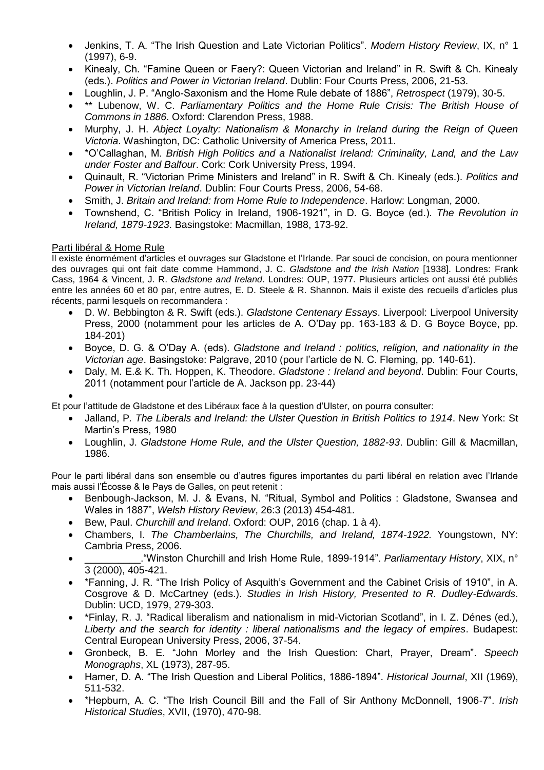- Jenkins, T. A. "The Irish Question and Late Victorian Politics". *Modern History Review*, IX, n° 1 (1997), 6-9.
- Kinealy, Ch. "Famine Queen or Faery?: Queen Victorian and Ireland" in R. Swift & Ch. Kinealy (eds.). *Politics and Power in Victorian Ireland*. Dublin: Four Courts Press, 2006, 21-53.
- Loughlin, J. P. "Anglo-Saxonism and the Home Rule debate of 1886", *Retrospect* (1979), 30-5.
- ** Lubenow, W. C. *Parliamentary Politics and the Home Rule Crisis: The British House of Commons in 1886*. Oxford: Clarendon Press, 1988.
- Murphy, J. H. *Abject Loyalty: Nationalism & Monarchy in Ireland during the Reign of Queen Victoria*. Washington, DC: Catholic University of America Press, 2011.
- *O'Callaghan, M. *British High Politics and a Nationalist Ireland: Criminality, Land, and the Law under Foster and Balfour*. Cork: Cork University Press, 1994.
- Quinault, R. "Victorian Prime Ministers and Ireland" in R. Swift & Ch. Kinealy (eds.). *Politics and Power in Victorian Ireland*. Dublin: Four Courts Press, 2006, 54-68.
- Smith, J. *Britain and Ireland: from Home Rule to Independence*. Harlow: Longman, 2000.
- Townshend, C. "British Policy in Ireland, 1906-1921", in D. G. Boyce (ed.). *The Revolution in Ireland, 1879-1923*. Basingstoke: Macmillan, 1988, 173-92.

Parti libéral & Home Rule

Il existe énormément d'articles et ouvrages sur Gladstone et l'Irlande. Par souci de concision, on poura mentionner des ouvrages qui ont fait date comme Hammond, J. C. *Gladstone and the Irish Nation* [1938]. Londres: Frank Cass, 1964 & Vincent, J. R. *Gladstone and Ireland*. Londres: OUP, 1977. Plusieurs articles ont aussi été publiés entre les années 60 et 80 par, entre autres, E. D. Steele & R. Shannon. Mais il existe des recueils d'articles plus récents, parmi lesquels on recommandera :

- D. W. Bebbington & R. Swift (eds.). *Gladstone Centenary Essays*. Liverpool: Liverpool University Press, 2000 (notamment pour les articles de A. O'Day pp. 163-183 & D. G Boyce Boyce, pp. 184-201)
- Boyce, D. G. & O'Day A. (eds). *Gladstone and Ireland : politics, religion, and nationality in the Victorian age*. Basingstoke: Palgrave, 2010 (pour l'article de N. C. Fleming, pp. 140-61).
- Daly, M. E.& K. Th. Hoppen, K. Theodore. *Gladstone : Ireland and beyond*. Dublin: Four Courts, 2011 (notamment pour l'article de A. Jackson pp. 23-44)

Et pour l'attitude de Gladstone et des Libéraux face à la question d'Ulster, on pourra consulter:

- Jalland, P. *The Liberals and Ireland: the Ulster Question in British Politics to 1914*. New York: St Martin's Press, 1980
- Loughlin, J. *Gladstone Home Rule, and the Ulster Question, 1882-93*. Dublin: Gill & Macmillan, 1986.

Pour le parti libéral dans son ensemble ou d'autres figures importantes du parti libéral en relation avec l'Irlande mais aussi l'Écosse & le Pays de Galles, on peut retenit :

- Benbough-Jackson, M. J. & Evans, N. "Ritual, Symbol and Politics : Gladstone, Swansea and Wales in 1887", *Welsh History Review*, 26:3 (2013) 454-481.
- Bew, Paul. *Churchill and Ireland*. Oxford: OUP, 2016 (chap. 1 à 4).
- Chambers, I. *The Chamberlains, The Churchills, and Ireland, 1874-1922.* Youngstown, NY: Cambria Press, 2006.
- __________."Winston Churchill and Irish Home Rule, 1899-1914". *Parliamentary History*, XIX, n° 3 (2000), 405-421.
- *Fanning, J. R. "The Irish Policy of Asquith's Government and the Cabinet Crisis of 1910", in A. Cosgrove & D. McCartney (eds.). *Studies in Irish History, Presented to R. Dudley-Edwards*. Dublin: UCD, 1979, 279-303.
- *Finlay, R. J. "Radical liberalism and nationalism in mid-Victorian Scotland", in I. Z. Dénes (ed.), *Liberty and the search for identity : liberal nationalisms and the legacy of empires*. Budapest: Central European University Press, 2006, 37-54.
- Gronbeck, B. E. "John Morley and the Irish Question: Chart, Prayer, Dream". *Speech Monographs*, XL (1973), 287-95.
- Hamer, D. A. "The Irish Question and Liberal Politics, 1886-1894". *Historical Journal*, XII (1969), 511-532.
- *Hepburn, A. C. "The Irish Council Bill and the Fall of Sir Anthony McDonnell, 1906-7". *Irish Historical Studies*, XVII, (1970), 470-98.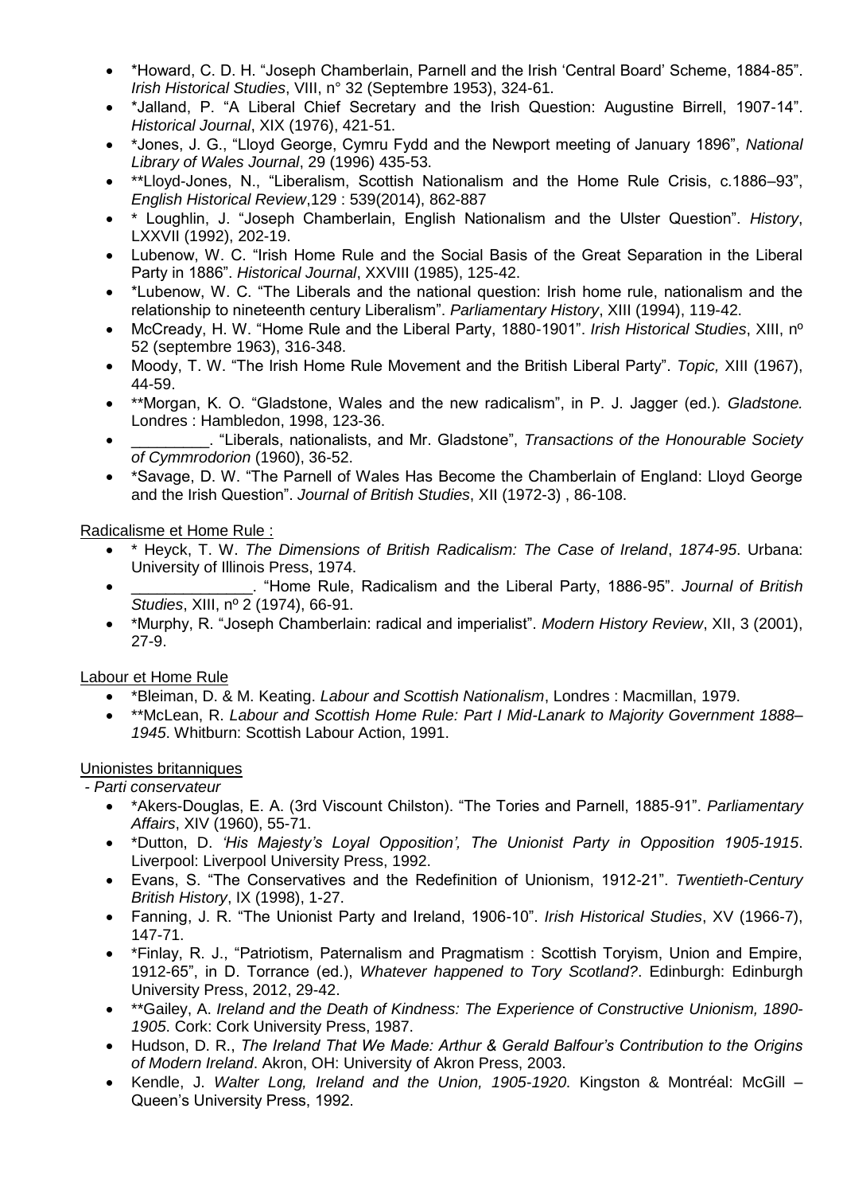- *Howard, C. D. H. "Joseph Chamberlain, Parnell and the Irish 'Central Board' Scheme, 1884-85". *Irish Historical Studies*, VIII, n° 32 (Septembre 1953), 324-61.
- *Jalland, P. "A Liberal Chief Secretary and the Irish Question: Augustine Birrell, 1907-14". *Historical Journal*, XIX (1976), 421-51.
- *Jones, J. G., "Lloyd George, Cymru Fydd and the Newport meeting of January 1896", *National Library of Wales Journal*, 29 (1996) 435-53.
- **Lloyd-Jones, N., "Liberalism, Scottish Nationalism and the Home Rule Crisis, c.1886–93", *English Historical Review*,129 : 539(2014), 862-887
- * Loughlin, J. "Joseph Chamberlain, English Nationalism and the Ulster Question". *History*, LXXVII (1992), 202-19.
- Lubenow, W. C. "Irish Home Rule and the Social Basis of the Great Separation in the Liberal Party in 1886". *Historical Journal*, XXVIII (1985), 125-42.
- *Lubenow, W. C. "The Liberals and the national question: Irish home rule, nationalism and the relationship to nineteenth century Liberalism". *Parliamentary History*, XIII (1994), 119-42.
- McCready, H. W. "Home Rule and the Liberal Party, 1880-1901". *Irish Historical Studies*, XIII, nº 52 (septembre 1963), 316-348.
- Moody, T. W. "The Irish Home Rule Movement and the British Liberal Party". *Topic,* XIII (1967), 44-59.
- **Morgan, K. O. "Gladstone, Wales and the new radicalism", in P. J. Jagger (ed.). *Gladstone.* Londres : Hambledon, 1998, 123-36.
- _________. "Liberals, nationalists, and Mr. Gladstone", *Transactions of the Honourable Society of Cymmrodorion* (1960), 36-52.
- *Savage, D. W. "The Parnell of Wales Has Become the Chamberlain of England: Lloyd George and the Irish Question". *Journal of British Studies*, XII (1972-3) , 86-108.

Radicalisme et Home Rule :

- * Heyck, T. W. *The Dimensions of British Radicalism: The Case of Ireland*, *1874-95*. Urbana: University of Illinois Press, 1974.
- _____________. "Home Rule, Radicalism and the Liberal Party, 1886-95". *Journal of British Studies*, XIII, nº 2 (1974), 66-91.
- *Murphy, R. "Joseph Chamberlain: radical and imperialist". *Modern History Review*, XII, 3 (2001), 27-9.

Labour et Home Rule

- *Bleiman, D. & M. Keating. *Labour and Scottish Nationalism*, Londres : Macmillan, 1979.
- **McLean, R. *Labour and Scottish Home Rule: Part I Mid-Lanark to Majority Government 1888–1945*. Whitburn: Scottish Labour Action, 1991.

Unionistes britanniques

*- Parti conservateur*

- *Akers-Douglas, E. A. (3rd Viscount Chilston). "The Tories and Parnell, 1885-91". *Parliamentary Affairs*, XIV (1960), 55-71.
- *Dutton, D. *'His Majesty's Loyal Opposition', The Unionist Party in Opposition 1905-1915*. Liverpool: Liverpool University Press, 1992.
- Evans, S. "The Conservatives and the Redefinition of Unionism, 1912-21". *Twentieth-Century British History*, IX (1998), 1-27.
- Fanning, J. R. "The Unionist Party and Ireland, 1906-10". *Irish Historical Studies*, XV (1966-7), 147-71.
- *Finlay, R. J., "Patriotism, Paternalism and Pragmatism : Scottish Toryism, Union and Empire, 1912-65", in D. Torrance (ed.), *Whatever happened to Tory Scotland?*. Edinburgh: Edinburgh University Press, 2012, 29-42.
- **Gailey, A. *Ireland and the Death of Kindness: The Experience of Constructive Unionism, 1890-1905*. Cork: Cork University Press, 1987.
- Hudson, D. R., *The Ireland That We Made: Arthur & Gerald Balfour's Contribution to the Origins of Modern Ireland*. Akron, OH: University of Akron Press, 2003.
- Kendle, J. *Walter Long, Ireland and the Union, 1905-1920*. Kingston & Montréal: McGill – Queen's University Press, 1992.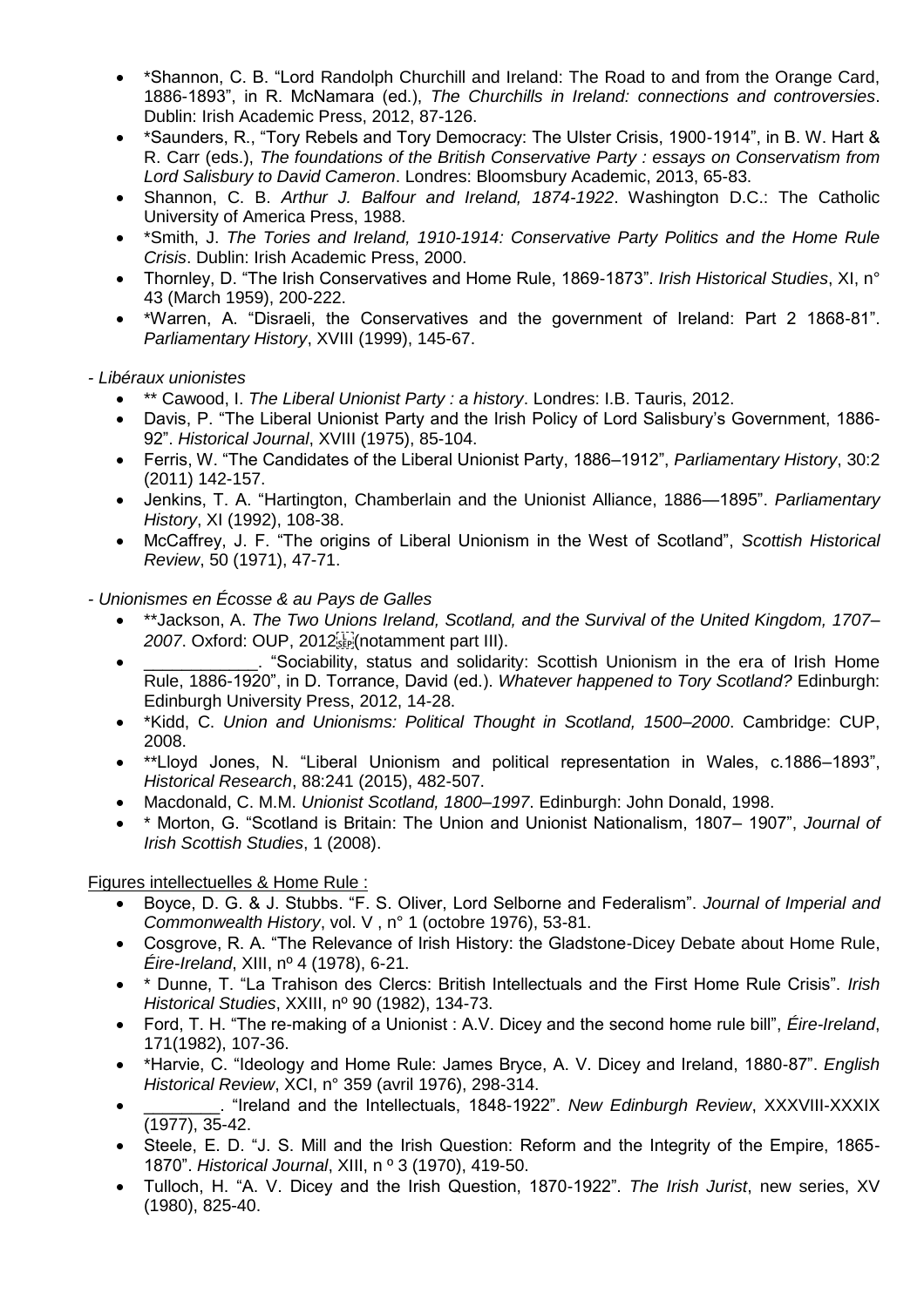- *Shannon, C. B. "Lord Randolph Churchill and Ireland: The Road to and from the Orange Card, 1886-1893", in R. McNamara (ed.), *The Churchills in Ireland: connections and controversies*. Dublin: Irish Academic Press, 2012, 87-126.
- *Saunders, R., "Tory Rebels and Tory Democracy: The Ulster Crisis, 1900-1914", in B. W. Hart & R. Carr (eds.), *The foundations of the British Conservative Party : essays on Conservatism from Lord Salisbury to David Cameron*. Londres: Bloomsbury Academic, 2013, 65-83.
- Shannon, C. B. *Arthur J. Balfour and Ireland, 1874-1922*. Washington D.C.: The Catholic University of America Press, 1988.
- *Smith, J. *The Tories and Ireland, 1910-1914: Conservative Party Politics and the Home Rule Crisis*. Dublin: Irish Academic Press, 2000.
- Thornley, D. "The Irish Conservatives and Home Rule, 1869-1873". *Irish Historical Studies*, XI, n° 43 (March 1959), 200-222.
- *Warren, A. "Disraeli, the Conservatives and the government of Ireland: Part 2 1868-81". *Parliamentary History*, XVIII (1999), 145-67.

*- Libéraux unionistes*

- ** Cawood, I. *The Liberal Unionist Party : a history*. Londres: I.B. Tauris, 2012.
- Davis, P. "The Liberal Unionist Party and the Irish Policy of Lord Salisbury's Government, 1886-92". *Historical Journal*, XVIII (1975), 85-104.
- Ferris, W. "The Candidates of the Liberal Unionist Party, 1886–1912", *Parliamentary History*, 30:2 (2011) 142-157.
- Jenkins, T. A. "Hartington, Chamberlain and the Unionist Alliance, 1886—1895". *Parliamentary History*, XI (1992), 108-38.
- McCaffrey, J. F. "The origins of Liberal Unionism in the West of Scotland", *Scottish Historical Review*, 50 (1971), 47-71.

*- Unionismes en Écosse & au Pays de Galles*

- **Jackson, A. *The Two Unions Ireland, Scotland, and the Survival of the United Kingdom, 1707–2007*. Oxford: OUP, 2012 (notamment part III).
- ____________. "Sociability, status and solidarity: Scottish Unionism in the era of Irish Home Rule, 1886-1920", in D. Torrance, David (ed.). *Whatever happened to Tory Scotland?* Edinburgh: Edinburgh University Press, 2012, 14-28.
- *Kidd, C. *Union and Unionisms: Political Thought in Scotland, 1500–2000*. Cambridge: CUP, 2008.
- **Lloyd Jones, N. "Liberal Unionism and political representation in Wales, c.1886–1893", *Historical Research*, 88:241 (2015), 482-507.
- Macdonald, C. M.M. *Unionist Scotland, 1800–1997*. Edinburgh: John Donald, 1998.
- * Morton, G. "Scotland is Britain: The Union and Unionist Nationalism, 1807– 1907", *Journal of Irish Scottish Studies*, 1 (2008).

Figures intellectuelles & Home Rule :

- Boyce, D. G. & J. Stubbs. "F. S. Oliver, Lord Selborne and Federalism". *Journal of Imperial and Commonwealth History*, vol. V , n° 1 (octobre 1976), 53-81.
- Cosgrove, R. A. "The Relevance of Irish History: the Gladstone-Dicey Debate about Home Rule, *Éire-Ireland*, XIII, nº 4 (1978), 6-21.
- * Dunne, T. "La Trahison des Clercs: British Intellectuals and the First Home Rule Crisis". *Irish Historical Studies*, XXIII, nº 90 (1982), 134-73.
- Ford, T. H. "The re-making of a Unionist : A.V. Dicey and the second home rule bill", *Éire-Ireland*, 171(1982), 107-36.
- *Harvie, C. "Ideology and Home Rule: James Bryce, A. V. Dicey and Ireland, 1880-87". *English Historical Review*, XCI, n° 359 (avril 1976), 298-314.
- ________. "Ireland and the Intellectuals, 1848-1922". *New Edinburgh Review*, XXXVIII-XXXIX (1977), 35-42.
- Steele, E. D. "J. S. Mill and the Irish Question: Reform and the Integrity of the Empire, 1865-1870". *Historical Journal*, XIII, n º 3 (1970), 419-50.
- Tulloch, H. "A. V. Dicey and the Irish Question, 1870-1922". *The Irish Jurist*, new series, XV (1980), 825-40.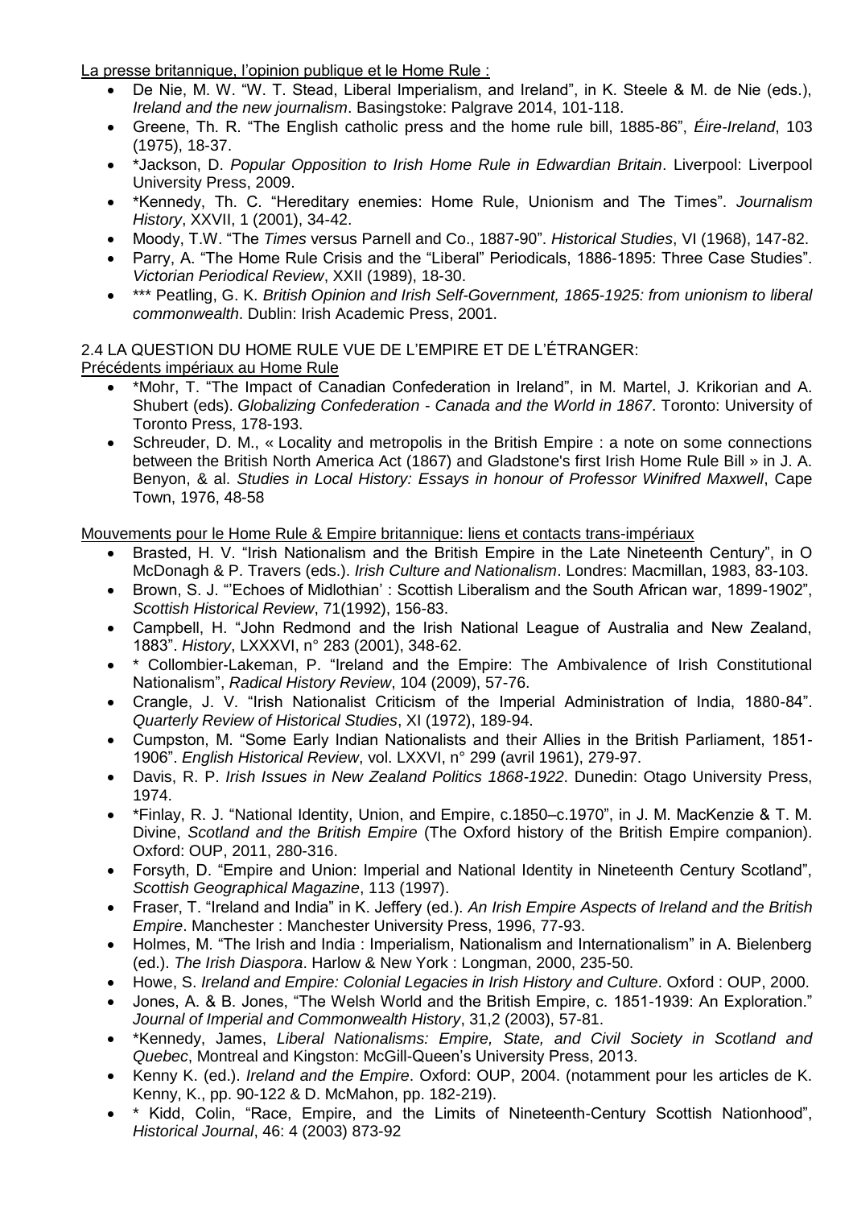La presse britannique, l'opinion publique et le Home Rule :

- De Nie, M. W. "W. T. Stead, Liberal Imperialism, and Ireland", in K. Steele & M. de Nie (eds.), *Ireland and the new journalism*. Basingstoke: Palgrave 2014, 101-118.
- Greene, Th. R. "The English catholic press and the home rule bill, 1885-86", *Éire-Ireland*, 103 (1975), 18-37.
- *Jackson, D. *Popular Opposition to Irish Home Rule in Edwardian Britain*. Liverpool: Liverpool University Press, 2009.
- *Kennedy, Th. C. "Hereditary enemies: Home Rule, Unionism and The Times". *Journalism History*, XXVII, 1 (2001), 34-42.
- Moody, T.W. "The *Times* versus Parnell and Co., 1887-90". *Historical Studies*, VI (1968), 147-82.
- Parry, A. "The Home Rule Crisis and the "Liberal" Periodicals, 1886-1895: Three Case Studies". *Victorian Periodical Review*, XXII (1989), 18-30.
- *** Peatling, G. K. *British Opinion and Irish Self-Government, 1865-1925: from unionism to liberal commonwealth*. Dublin: Irish Academic Press, 2001.

2.4 LA QUESTION DU HOME RULE VUE DE L'EMPIRE ET DE L'ÉTRANGER:

Précédents impériaux au Home Rule

- *Mohr, T. "The Impact of Canadian Confederation in Ireland", in M. Martel, J. Krikorian and A. Shubert (eds). *Globalizing Confederation - Canada and the World in 1867*. Toronto: University of Toronto Press, 178-193.
- Schreuder, D. M., « Locality and metropolis in the British Empire : a note on some connections between the British North America Act (1867) and Gladstone's first Irish Home Rule Bill » in J. A. Benyon, & al. *Studies in Local History: Essays in honour of Professor Winifred Maxwell*, Cape Town, 1976, 48-58

Mouvements pour le Home Rule & Empire britannique: liens et contacts trans-impériaux

- Brasted, H. V. "Irish Nationalism and the British Empire in the Late Nineteenth Century", in O McDonagh & P. Travers (eds.). *Irish Culture and Nationalism*. Londres: Macmillan, 1983, 83-103.
- Brown, S. J. "'Echoes of Midlothian' : Scottish Liberalism and the South African war, 1899-1902", *Scottish Historical Review*, 71(1992), 156-83.
- Campbell, H. "John Redmond and the Irish National League of Australia and New Zealand, 1883". *History*, LXXXVI, n° 283 (2001), 348-62.
- * Collombier-Lakeman, P. "Ireland and the Empire: The Ambivalence of Irish Constitutional Nationalism", *Radical History Review*, 104 (2009), 57-76.
- Crangle, J. V. "Irish Nationalist Criticism of the Imperial Administration of India, 1880-84". *Quarterly Review of Historical Studies*, XI (1972), 189-94.
- Cumpston, M. "Some Early Indian Nationalists and their Allies in the British Parliament, 1851-1906". *English Historical Review*, vol. LXXVI, n° 299 (avril 1961), 279-97.
- Davis, R. P. *Irish Issues in New Zealand Politics 1868-1922*. Dunedin: Otago University Press, 1974.
- *Finlay, R. J. "National Identity, Union, and Empire, c.1850–c.1970", in J. M. MacKenzie & T. M. Divine, *Scotland and the British Empire* (The Oxford history of the British Empire companion). Oxford: OUP, 2011, 280-316.
- Forsyth, D. "Empire and Union: Imperial and National Identity in Nineteenth Century Scotland", *Scottish Geographical Magazine*, 113 (1997).
- Fraser, T. "Ireland and India" in K. Jeffery (ed.). *An Irish Empire Aspects of Ireland and the British Empire*. Manchester : Manchester University Press, 1996, 77-93.
- Holmes, M. "The Irish and India : Imperialism, Nationalism and Internationalism" in A. Bielenberg (ed.). *The Irish Diaspora*. Harlow & New York : Longman, 2000, 235-50.
- Howe, S. *Ireland and Empire: Colonial Legacies in Irish History and Culture*. Oxford : OUP, 2000.
- Jones, A. & B. Jones, "The Welsh World and the British Empire, c. 1851-1939: An Exploration." *Journal of Imperial and Commonwealth History*, 31,2 (2003), 57-81.
- *Kennedy, James, *Liberal Nationalisms: Empire, State, and Civil Society in Scotland and Quebec*, Montreal and Kingston: McGill-Queen's University Press, 2013.
- Kenny K. (ed.). *Ireland and the Empire*. Oxford: OUP, 2004. (notamment pour les articles de K. Kenny, K., pp. 90-122 & D. McMahon, pp. 182-219).
- * Kidd, Colin, "Race, Empire, and the Limits of Nineteenth-Century Scottish Nationhood", *Historical Journal*, 46: 4 (2003) 873-92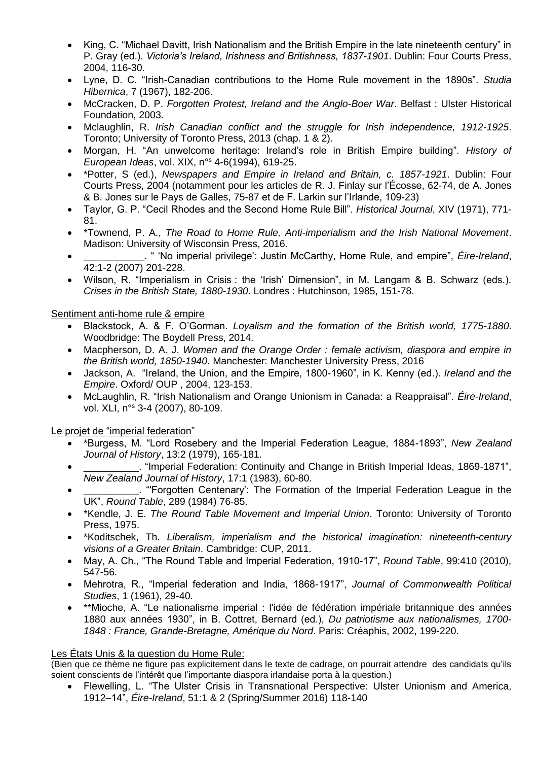- King, C. "Michael Davitt, Irish Nationalism and the British Empire in the late nineteenth century" in P. Gray (ed.). *Victoria's Ireland, Irishness and Britishness, 1837-1901*. Dublin: Four Courts Press, 2004, 116-30.
- Lyne, D. C. "Irish-Canadian contributions to the Home Rule movement in the 1890s". *Studia Hibernica*, 7 (1967), 182-206.
- McCracken, D. P. *Forgotten Protest, Ireland and the Anglo-Boer War*. Belfast : Ulster Historical Foundation, 2003.
- Mclaughlin, R. *Irish Canadian conflict and the struggle for Irish independence, 1912-1925*. Toronto; University of Toronto Press, 2013 (chap. 1 & 2).
- Morgan, H. "An unwelcome heritage: Ireland's role in British Empire building". *History of European Ideas*, vol. XIX, n°s 4-6(1994), 619-25.
- *Potter, S (ed.), *Newspapers and Empire in Ireland and Britain, c. 1857-1921*. Dublin: Four Courts Press, 2004 (notamment pour les articles de R. J. Finlay sur l'Écosse, 62-74, de A. Jones & B. Jones sur le Pays de Galles, 75-87 et de F. Larkin sur l'Irlande, 109-23)
- Taylor, G. P. "Cecil Rhodes and the Second Home Rule Bill". *Historical Journal*, XIV (1971), 771-81.
- *Townend, P. A., *The Road to Home Rule, Anti-imperialism and the Irish National Movement*. Madison: University of Wisconsin Press, 2016.
- ___________. " 'No imperial privilege': Justin McCarthy, Home Rule, and empire", *Éire-Ireland*, 42:1-2 (2007) 201-228.
- Wilson, R. "Imperialism in Crisis : the 'Irish' Dimension", in M. Langam & B. Schwarz (eds.). *Crises in the British State, 1880-1930*. Londres : Hutchinson, 1985, 151-78.

Sentiment anti-home rule & empire

- Blackstock, A. & F. O'Gorman. *Loyalism and the formation of the British world, 1775-1880*. Woodbridge: The Boydell Press, 2014.
- Macpherson, D. A. J. *Women and the Orange Order : female activism, diaspora and empire in the British world, 1850-1940*. Manchester: Manchester University Press, 2016
- Jackson, A. "Ireland, the Union, and the Empire, 1800-1960", in K. Kenny (ed.). *Ireland and the Empire*. Oxford/ OUP , 2004, 123-153.
- McLaughlin, R. "Irish Nationalism and Orange Unionism in Canada: a Reappraisal". *Éire-Ireland*, vol. XLI, n°s 3-4 (2007), 80-109.

Le projet de "imperial federation"

- *Burgess, M. "Lord Rosebery and the Imperial Federation League, 1884-1893", *New Zealand Journal of History*, 13:2 (1979), 165-181.
- __________. "Imperial Federation: Continuity and Change in British Imperial Ideas, 1869-1871", *New Zealand Journal of History*, 17:1 (1983), 60-80.
- __________. "'Forgotten Centenary': The Formation of the Imperial Federation League in the UK", *Round Table*, 289 (1984) 76-85.
- *Kendle, J. E. *The Round Table Movement and Imperial Union*. Toronto: University of Toronto Press, 1975.
- *Koditschek, Th. *Liberalism, imperialism and the historical imagination: nineteenth-century visions of a Greater Britain*. Cambridge: CUP, 2011.
- May, A. Ch., "The Round Table and Imperial Federation, 1910-17", *Round Table*, 99:410 (2010), 547-56.
- Mehrotra, R., "Imperial federation and India, 1868-1917", *Journal of Commonwealth Political Studies*, 1 (1961), 29-40.
- **Mioche, A. "Le nationalisme imperial : l'idée de fédération impériale britannique des années 1880 aux années 1930", in B. Cottret, Bernard (ed.), *Du patriotisme aux nationalismes, 1700-1848 : France, Grande-Bretagne, Amérique du Nord*. Paris: Créaphis, 2002, 199-220.

Les États Unis & la question du Home Rule:

(Bien que ce thème ne figure pas explicitement dans le texte de cadrage, on pourrait attendre des candidats qu'ils soient conscients de l'intérêt que l'importante diaspora irlandaise porta à la question.)

- Flewelling, L. "The Ulster Crisis in Transnational Perspective: Ulster Unionism and America, 1912–14", *Éire-Ireland*, 51:1 & 2 (Spring/Summer 2016) 118-140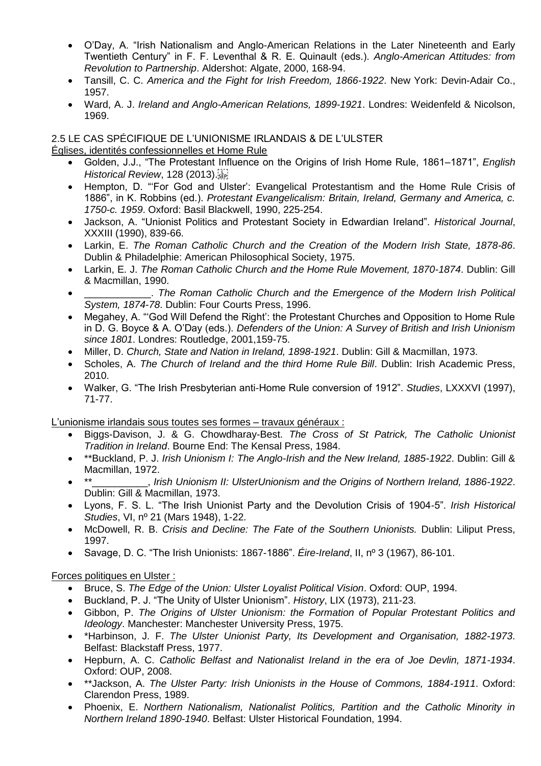- O'Day, A. "Irish Nationalism and Anglo-American Relations in the Later Nineteenth and Early Twentieth Century" in F. F. Leventhal & R. E. Quinault (eds.). *Anglo-American Attitudes: from Revolution to Partnership*. Aldershot: Algate, 2000, 168-94.
- Tansill, C. C. *America and the Fight for Irish Freedom, 1866-1922*. New York: Devin-Adair Co., 1957.
- Ward, A. J. *Ireland and Anglo-American Relations, 1899-1921*. Londres: Weidenfeld & Nicolson, 1969.

2.5 LE CAS SPÉCIFIQUE DE L'UNIONISME IRLANDAIS & DE L'ULSTER

<u>Églises, identités confessionnelles et Home Rule</u>

- Golden, J.J., "The Protestant Influence on the Origins of Irish Home Rule, 1861–1871", *English Historical Review*, 128 (2013).
- Hempton, D. "'For God and Ulster': Evangelical Protestantism and the Home Rule Crisis of 1886", in K. Robbins (ed.). *Protestant Evangelicalism: Britain, Ireland, Germany and America, c. 1750-c. 1959*. Oxford: Basil Blackwell, 1990, 225-254.
- Jackson, A. "Unionist Politics and Protestant Society in Edwardian Ireland". *Historical Journal*, XXXIII (1990), 839-66.
- Larkin, E. *The Roman Catholic Church and the Creation of the Modern Irish State, 1878-86*. Dublin & Philadelphie: American Philosophical Society, 1975.
- Larkin, E. J. *The Roman Catholic Church and the Home Rule Movement, 1870-1874*. Dublin: Gill & Macmillan, 1990.
- ____________. *The Roman Catholic Church and the Emergence of the Modern Irish Political System, 1874-78*. Dublin: Four Courts Press, 1996.
- Megahey, A. "'God Will Defend the Right': the Protestant Churches and Opposition to Home Rule in D. G. Boyce & A. O'Day (eds.). *Defenders of the Union: A Survey of British and Irish Unionism since 1801*. Londres: Routledge, 2001,159-75.
- Miller, D. *Church, State and Nation in Ireland, 1898-1921*. Dublin: Gill & Macmillan, 1973.
- Scholes, A. *The Church of Ireland and the third Home Rule Bill*. Dublin: Irish Academic Press, 2010.
- Walker, G. "The Irish Presbyterian anti-Home Rule conversion of 1912". *Studies*, LXXXVI (1997), 71-77.

<u>L'unionisme irlandais sous toutes ses formes – travaux généraux :</u>

- Biggs-Davison, J. & G. Chowdharay-Best. *The Cross of St Patrick, The Catholic Unionist Tradition in Ireland*. Bourne End: The Kensal Press, 1984.
- **Buckland, P. J. *Irish Unionism I: The Anglo-Irish and the New Ireland, 1885-1922*. Dublin: Gill & Macmillan, 1972.
- **__________, *Irish Unionism II: UlsterUnionism and the Origins of Northern Ireland, 1886-1922*. Dublin: Gill & Macmillan, 1973.
- Lyons, F. S. L. "The Irish Unionist Party and the Devolution Crisis of 1904-5". *Irish Historical Studies*, VI, nº 21 (Mars 1948), 1-22.
- McDowell, R. B. *Crisis and Decline: The Fate of the Southern Unionists.* Dublin: Liliput Press, 1997.
- Savage, D. C. "The Irish Unionists: 1867-1886". *Éire-Ireland*, II, nº 3 (1967), 86-101.

<u>Forces politiques en Ulster :</u>

- Bruce, S. *The Edge of the Union: Ulster Loyalist Political Vision*. Oxford: OUP, 1994.
- Buckland, P. J. "The Unity of Ulster Unionism". *History*, LIX (1973), 211-23.
- Gibbon, P. *The Origins of Ulster Unionism: the Formation of Popular Protestant Politics and Ideology*. Manchester: Manchester University Press, 1975.
- *Harbinson, J. F. *The Ulster Unionist Party, Its Development and Organisation, 1882-1973*. Belfast: Blackstaff Press, 1977.
- Hepburn, A. C. *Catholic Belfast and Nationalist Ireland in the era of Joe Devlin, 1871-1934*. Oxford: OUP, 2008.
- **Jackson, A. *The Ulster Party: Irish Unionists in the House of Commons, 1884-1911*. Oxford: Clarendon Press, 1989.
- Phoenix, E. *Northern Nationalism, Nationalist Politics, Partition and the Catholic Minority in Northern Ireland 1890-1940*. Belfast: Ulster Historical Foundation, 1994.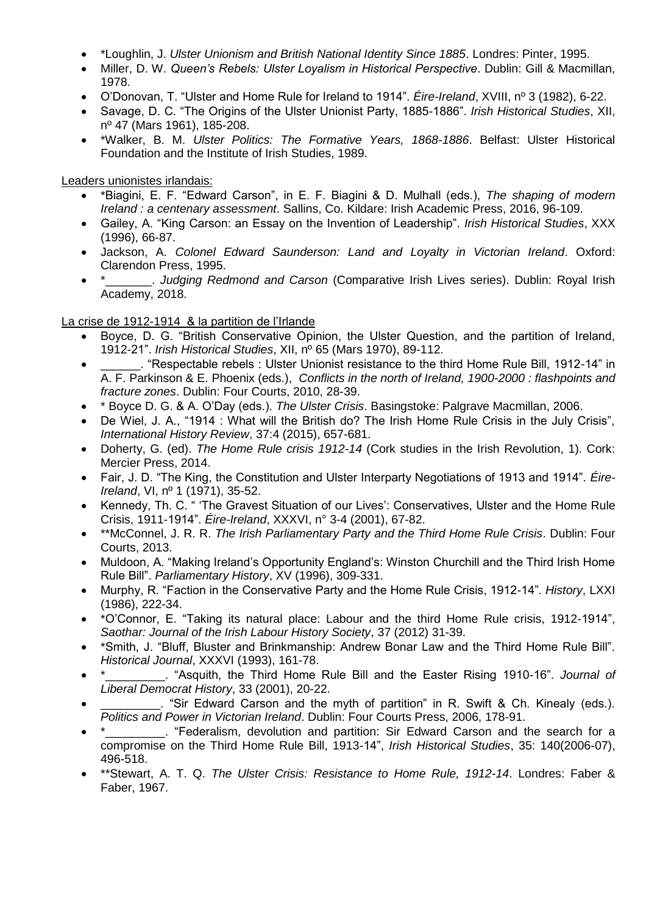- *Loughlin, J. *Ulster Unionism and British National Identity Since 1885*. Londres: Pinter, 1995.
- Miller, D. W. *Queen's Rebels: Ulster Loyalism in Historical Perspective*. Dublin: Gill & Macmillan, 1978.
- O'Donovan, T. "Ulster and Home Rule for Ireland to 1914". *Éire-Ireland*, XVIII, nº 3 (1982), 6-22.
- Savage, D. C. "The Origins of the Ulster Unionist Party, 1885-1886". *Irish Historical Studies*, XII, nº 47 (Mars 1961), 185-208.
- *Walker, B. M. *Ulster Politics: The Formative Years, 1868-1886*. Belfast: Ulster Historical Foundation and the Institute of Irish Studies, 1989.

Leaders unionistes irlandais:

- *Biagini, E. F. "Edward Carson", in E. F. Biagini & D. Mulhall (eds.), *The shaping of modern Ireland : a centenary assessment*. Sallins, Co. Kildare: Irish Academic Press, 2016, 96-109.
- Gailey, A. "King Carson: an Essay on the Invention of Leadership". *Irish Historical Studies*, XXX (1996), 66-87.
- Jackson, A. *Colonel Edward Saunderson: Land and Loyalty in Victorian Ireland*. Oxford: Clarendon Press, 1995.
- *_______. *Judging Redmond and Carson* (Comparative Irish Lives series). Dublin: Royal Irish Academy, 2018.

La crise de 1912-1914 & la partition de l'Irlande

- Boyce, D. G. "British Conservative Opinion, the Ulster Question, and the partition of Ireland, 1912-21". *Irish Historical Studies*, XII, nº 65 (Mars 1970), 89-112.
- ______. "Respectable rebels : Ulster Unionist resistance to the third Home Rule Bill, 1912-14" in A. F. Parkinson & E. Phoenix (eds.), *Conflicts in the north of Ireland, 1900-2000 : flashpoints and fracture zones*. Dublin: Four Courts, 2010, 28-39.
- * Boyce D. G. & A. O'Day (eds.). *The Ulster Crisis*. Basingstoke: Palgrave Macmillan, 2006.
- De Wiel, J. A., "1914 : What will the British do? The Irish Home Rule Crisis in the July Crisis", *International History Review*, 37:4 (2015), 657-681.
- Doherty, G. (ed). *The Home Rule crisis 1912-14* (Cork studies in the Irish Revolution, 1). Cork: Mercier Press, 2014.
- Fair, J. D. "The King, the Constitution and Ulster Interparty Negotiations of 1913 and 1914". *Éire-Ireland*, VI, nº 1 (1971), 35-52.
- Kennedy, Th. C. " 'The Gravest Situation of our Lives': Conservatives, Ulster and the Home Rule Crisis, 1911-1914". *Éire-Ireland*, XXXVI, n° 3-4 (2001), 67-82.
- **McConnel, J. R. R. *The Irish Parliamentary Party and the Third Home Rule Crisis*. Dublin: Four Courts, 2013.
- Muldoon, A. "Making Ireland's Opportunity England's: Winston Churchill and the Third Irish Home Rule Bill". *Parliamentary History*, XV (1996), 309-331.
- Murphy, R. "Faction in the Conservative Party and the Home Rule Crisis, 1912-14". *History*, LXXI (1986), 222-34.
- *O'Connor, E. "Taking its natural place: Labour and the third Home Rule crisis, 1912-1914", *Saothar: Journal of the Irish Labour History Society*, 37 (2012) 31-39.
- *Smith, J. "Bluff, Bluster and Brinkmanship: Andrew Bonar Law and the Third Home Rule Bill". *Historical Journal*, XXXVI (1993), 161-78.
- *_________. "Asquith, the Third Home Rule Bill and the Easter Rising 1910-16". *Journal of Liberal Democrat History*, 33 (2001), 20-22.
- _________. "Sir Edward Carson and the myth of partition" in R. Swift & Ch. Kinealy (eds.). *Politics and Power in Victorian Ireland*. Dublin: Four Courts Press, 2006, 178-91.
- *_________. "Federalism, devolution and partition: Sir Edward Carson and the search for a compromise on the Third Home Rule Bill, 1913-14", *Irish Historical Studies*, 35: 140(2006-07), 496-518.
- **Stewart, A. T. Q. *The Ulster Crisis: Resistance to Home Rule, 1912-14*. Londres: Faber & Faber, 1967.